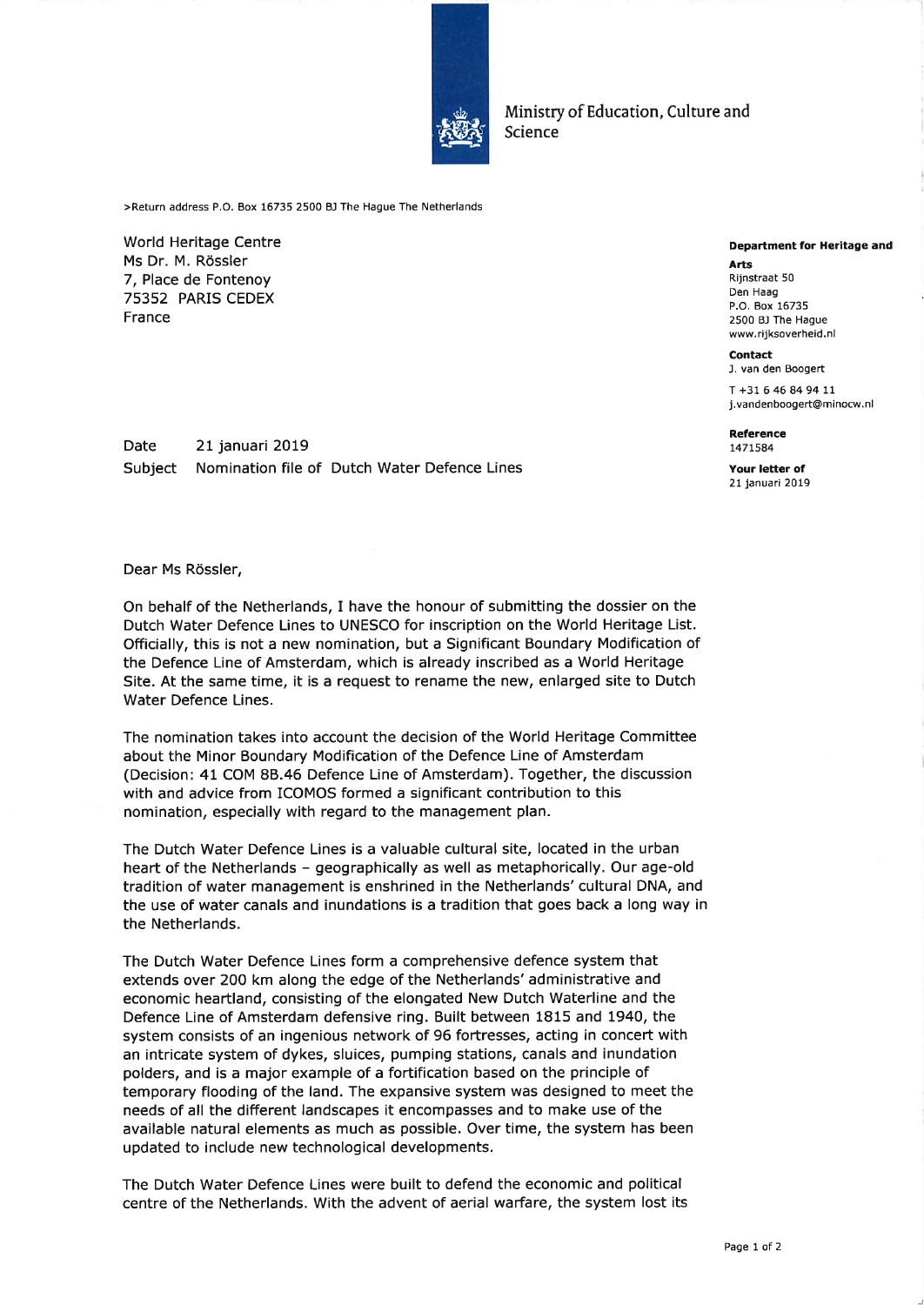Ministry of Education, Culture and Science

>Return address P.O. Box 16735 2500 BJ The Hague The Netherlands

World Heritage Centre
Ms Dr. M. Rössler
7, Place de Fontenoy
75352 PARIS CEDEX
France

**Department for Heritage and Arts**
Rijnstraat 50
Den Haag
P.O. Box 16735
2500 BJ The Hague
www.rijksoverheid.nl

**Contact**
J. van den Boogert

T +31 6 46 84 94 11
j.vandenboogert@minocw.nl

**Reference**
1471584

**Your letter of**
21 januari 2019

Date 21 januari 2019
Subject Nomination file of Dutch Water Defence Lines

Dear Ms Rössler,

On behalf of the Netherlands, I have the honour of submitting the dossier on the Dutch Water Defence Lines to UNESCO for inscription on the World Heritage List. Officially, this is not a new nomination, but a Significant Boundary Modification of the Defence Line of Amsterdam, which is already inscribed as a World Heritage Site. At the same time, it is a request to rename the new, enlarged site to Dutch Water Defence Lines.

The nomination takes into account the decision of the World Heritage Committee about the Minor Boundary Modification of the Defence Line of Amsterdam (Decision: 41 COM 8B.46 Defence Line of Amsterdam). Together, the discussion with and advice from ICOMOS formed a significant contribution to this nomination, especially with regard to the management plan.

The Dutch Water Defence Lines is a valuable cultural site, located in the urban heart of the Netherlands - geographically as well as metaphorically. Our age-old tradition of water management is enshrined in the Netherlands' cultural DNA, and the use of water canals and inundations is a tradition that goes back a long way in the Netherlands.

The Dutch Water Defence Lines form a comprehensive defence system that extends over 200 km along the edge of the Netherlands' administrative and economic heartland, consisting of the elongated New Dutch Waterline and the Defence Line of Amsterdam defensive ring. Built between 1815 and 1940, the system consists of an ingenious network of 96 fortresses, acting in concert with an intricate system of dykes, sluices, pumping stations, canals and inundation polders, and is a major example of a fortification based on the principle of temporary flooding of the land. The expansive system was designed to meet the needs of all the different landscapes it encompasses and to make use of the available natural elements as much as possible. Over time, the system has been updated to include new technological developments.

The Dutch Water Defence Lines were built to defend the economic and political centre of the Netherlands. With the advent of aerial warfare, the system lost its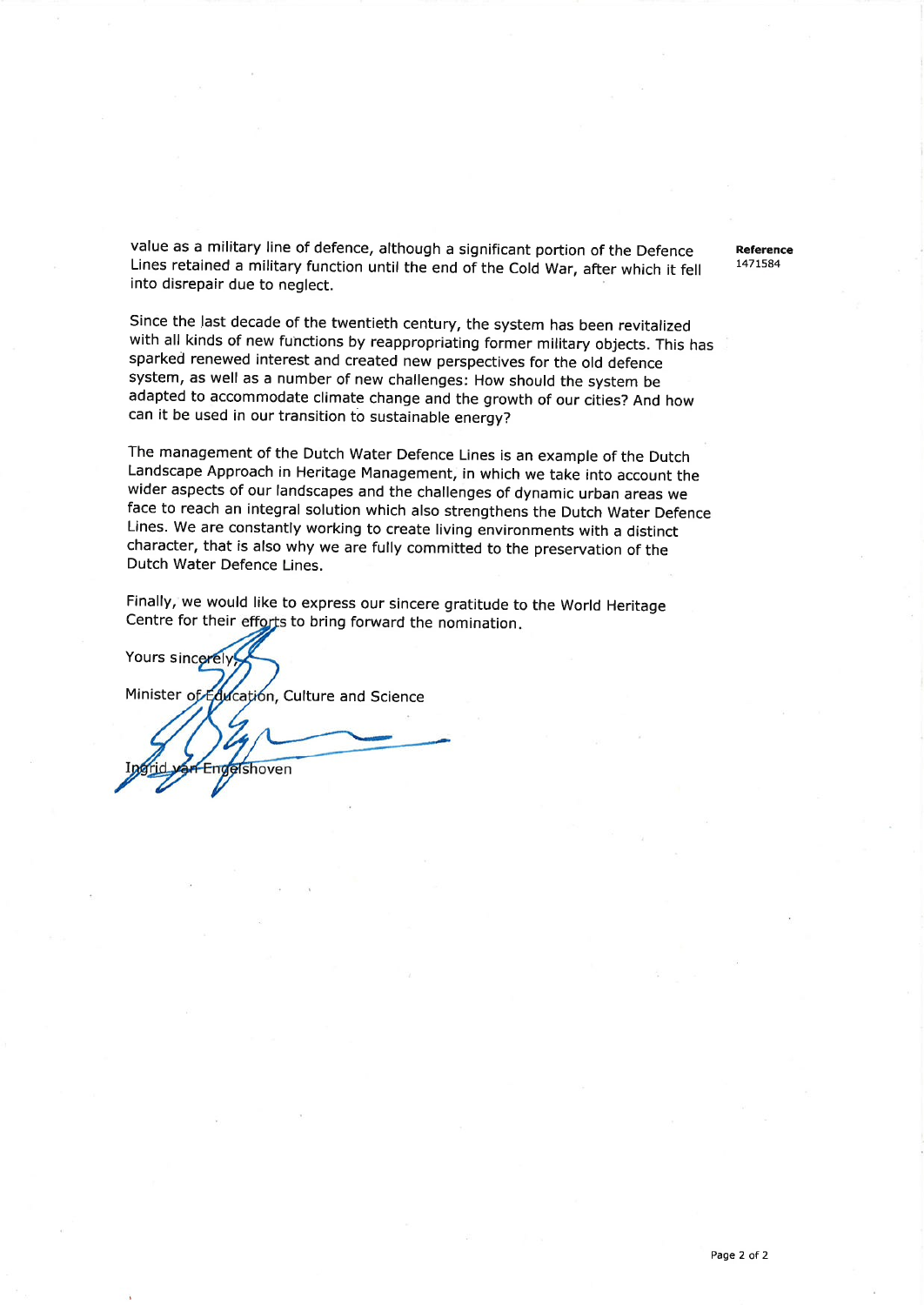**Reference**
1471584

value as a military line of defence, although a significant portion of the Defence Lines retained a military function until the end of the Cold War, after which it fell into disrepair due to neglect.

Since the last decade of the twentieth century, the system has been revitalized with all kinds of new functions by reappropriating former military objects. This has sparked renewed interest and created new perspectives for the old defence system, as well as a number of new challenges: How should the system be adapted to accommodate climate change and the growth of our cities? And how can it be used in our transition to sustainable energy?

The management of the Dutch Water Defence Lines is an example of the Dutch Landscape Approach in Heritage Management, in which we take into account the wider aspects of our landscapes and the challenges of dynamic urban areas we face to reach an integral solution which also strengthens the Dutch Water Defence Lines. We are constantly working to create living environments with a distinct character, that is also why we are fully committed to the preservation of the Dutch Water Defence Lines.

Finally, we would like to express our sincere gratitude to the World Heritage Centre for their efforts to bring forward the nomination.

Yours sincerely,

Minister of Education, Culture and Science

Ingrid van Engelshoven